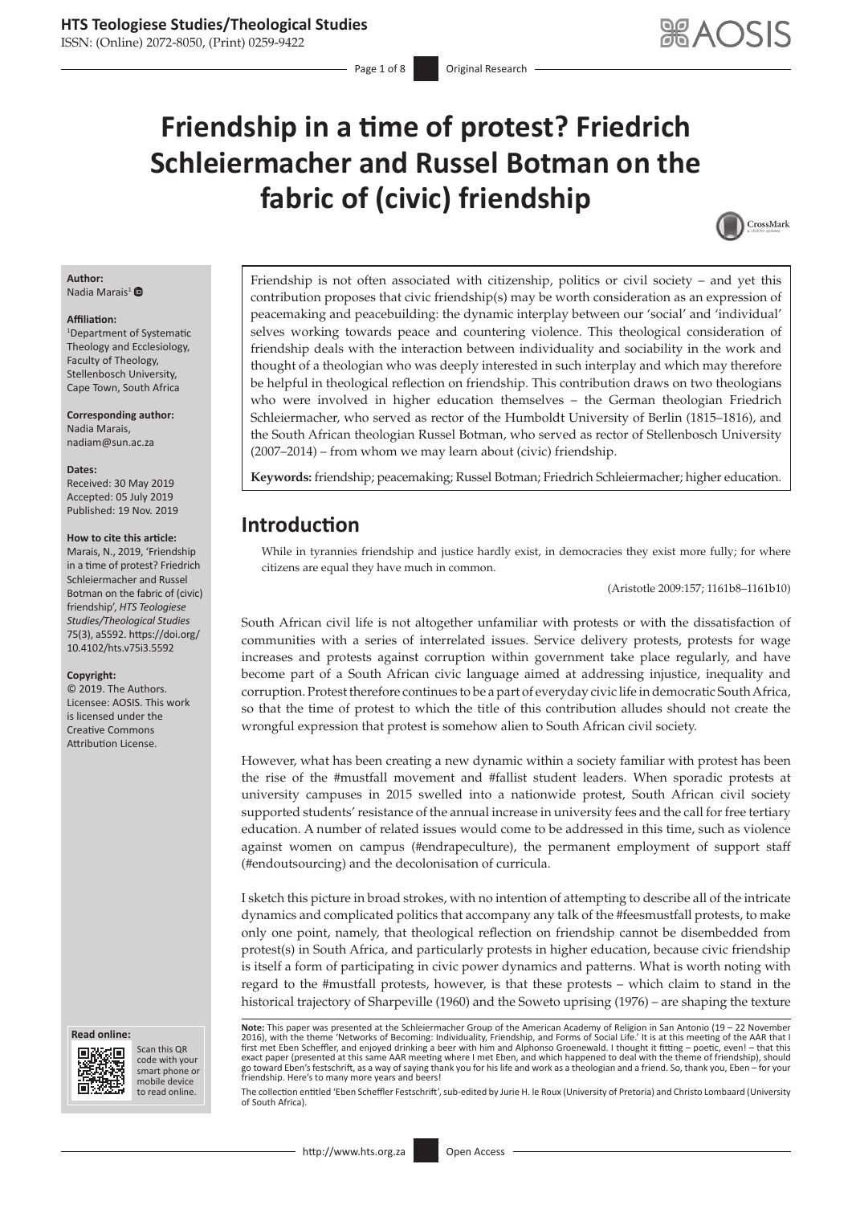# Friendship in a time of protest? Friedrich Schleiermacher and Russel Botman on the fabric of (civic) friendship

**Author:**
Nadia Marais[1]

**Affiliation:**
[1]Department of Systematic Theology and Ecclesiology, Faculty of Theology, Stellenbosch University, Cape Town, South Africa

**Corresponding author:**
Nadia Marais,
nadiam@sun.ac.za

**Dates:**
Received: 30 May 2019
Accepted: 05 July 2019
Published: 19 Nov. 2019

**How to cite this article:**
Marais, N., 2019, 'Friendship in a time of protest? Friedrich Schleiermacher and Russel Botman on the fabric of (civic) friendship', *HTS Teologiese Studies/Theological Studies* 75(3), a5592. https://doi.org/10.4102/hts.v75i3.5592

**Copyright:**
© 2019. The Authors. Licensee: AOSIS. This work is licensed under the Creative Commons Attribution License.

Friendship is not often associated with citizenship, politics or civil society – and yet this contribution proposes that civic friendship(s) may be worth consideration as an expression of peacemaking and peacebuilding: the dynamic interplay between our 'social' and 'individual' selves working towards peace and countering violence. This theological consideration of friendship deals with the interaction between individuality and sociability in the work and thought of a theologian who was deeply interested in such interplay and which may therefore be helpful in theological reflection on friendship. This contribution draws on two theologians who were involved in higher education themselves – the German theologian Friedrich Schleiermacher, who served as rector of the Humboldt University of Berlin (1815–1816), and the South African theologian Russel Botman, who served as rector of Stellenbosch University (2007–2014) – from whom we may learn about (civic) friendship.

**Keywords:** friendship; peacemaking; Russel Botman; Friedrich Schleiermacher; higher education.

## Introduction

> While in tyrannies friendship and justice hardly exist, in democracies they exist more fully; for where citizens are equal they have much in common.
>
> (Aristotle 2009:157; 1161b8–1161b10)

South African civil life is not altogether unfamiliar with protests or with the dissatisfaction of communities with a series of interrelated issues. Service delivery protests, protests for wage increases and protests against corruption within government take place regularly, and have become part of a South African civic language aimed at addressing injustice, inequality and corruption. Protest therefore continues to be a part of everyday civic life in democratic South Africa, so that the time of protest to which the title of this contribution alludes should not create the wrongful expression that protest is somehow alien to South African civil society.

However, what has been creating a new dynamic within a society familiar with protest has been the rise of the #mustfall movement and #fallist student leaders. When sporadic protests at university campuses in 2015 swelled into a nationwide protest, South African civil society supported students' resistance of the annual increase in university fees and the call for free tertiary education. A number of related issues would come to be addressed in this time, such as violence against women on campus (#endrapeculture), the permanent employment of support staff (#endoutsourcing) and the decolonisation of curricula.

I sketch this picture in broad strokes, with no intention of attempting to describe all of the intricate dynamics and complicated politics that accompany any talk of the #feesmustfall protests, to make only one point, namely, that theological reflection on friendship cannot be disembedded from protest(s) in South Africa, and particularly protests in higher education, because civic friendship is itself a form of participating in civic power dynamics and patterns. What is worth noting with regard to the #mustfall protests, however, is that these protests – which claim to stand in the historical trajectory of Sharpeville (1960) and the Soweto uprising (1976) – are shaping the texture

**Note:** This paper was presented at the Schleiermacher Group of the American Academy of Religion in San Antonio (19 – 22 November 2016), with the theme 'Networks of Becoming: Individuality, Friendship, and Forms of Social Life.' It is at this meeting of the AAR that I first met Eben Scheffler, and enjoyed drinking a beer with him and Alphonso Groenewald. I thought it fitting – poetic, even! – that this exact paper (presented at this same AAR meeting where I met Eben, and which happened to deal with the theme of friendship), should go toward Eben's festschrift, as a way of saying thank you for his life and work as a theologian and a friend. So, thank you, Eben – for your friendship. Here's to many more years and beers!

The collection entitled 'Eben Scheffler Festschrift', sub-edited by Jurie H. le Roux (University of Pretoria) and Christo Lombaard (University of South Africa).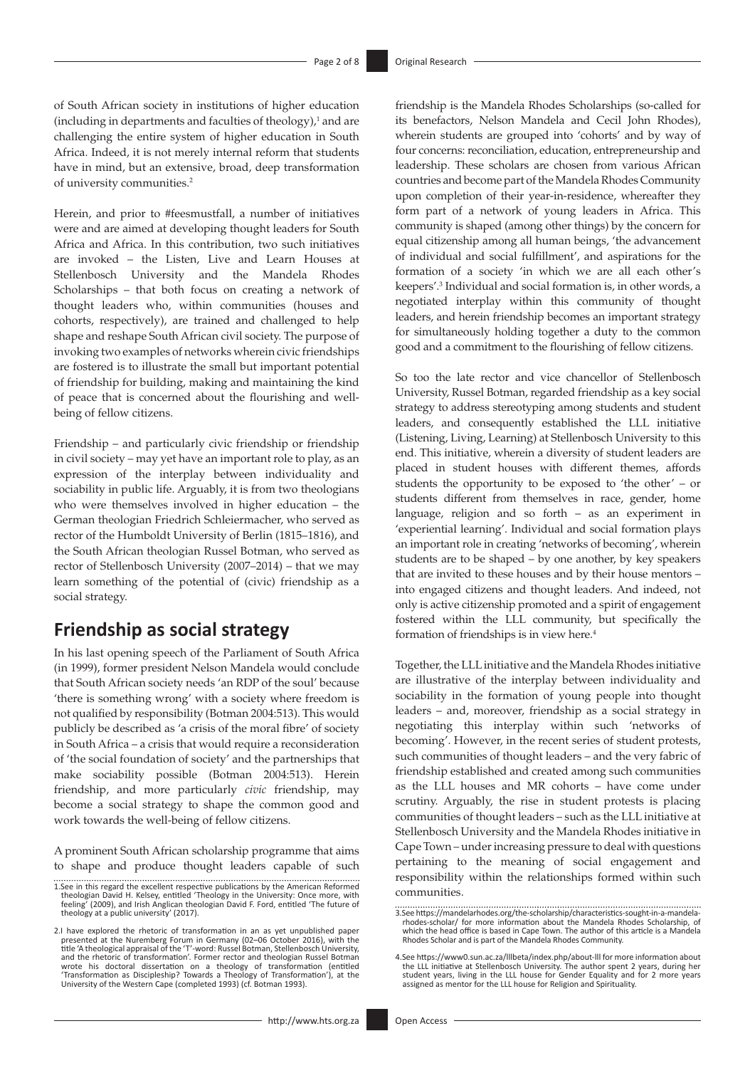of South African society in institutions of higher education (including in departments and faculties of theology),[1] and are challenging the entire system of higher education in South Africa. Indeed, it is not merely internal reform that students have in mind, but an extensive, broad, deep transformation of university communities.[2]

Herein, and prior to #feesmustfall, a number of initiatives were and are aimed at developing thought leaders for South Africa and Africa. In this contribution, two such initiatives are invoked – the Listen, Live and Learn Houses at Stellenbosch University and the Mandela Rhodes Scholarships – that both focus on creating a network of thought leaders who, within communities (houses and cohorts, respectively), are trained and challenged to help shape and reshape South African civil society. The purpose of invoking two examples of networks wherein civic friendships are fostered is to illustrate the small but important potential of friendship for building, making and maintaining the kind of peace that is concerned about the flourishing and well-being of fellow citizens.

Friendship – and particularly civic friendship or friendship in civil society – may yet have an important role to play, as an expression of the interplay between individuality and sociability in public life. Arguably, it is from two theologians who were themselves involved in higher education – the German theologian Friedrich Schleiermacher, who served as rector of the Humboldt University of Berlin (1815–1816), and the South African theologian Russel Botman, who served as rector of Stellenbosch University (2007–2014) – that we may learn something of the potential of (civic) friendship as a social strategy.

## Friendship as social strategy

In his last opening speech of the Parliament of South Africa (in 1999), former president Nelson Mandela would conclude that South African society needs 'an RDP of the soul' because 'there is something wrong' with a society where freedom is not qualified by responsibility (Botman 2004:513). This would publicly be described as 'a crisis of the moral fibre' of society in South Africa – a crisis that would require a reconsideration of 'the social foundation of society' and the partnerships that make sociability possible (Botman 2004:513). Herein friendship, and more particularly *civic* friendship, may become a social strategy to shape the common good and work towards the well-being of fellow citizens.

A prominent South African scholarship programme that aims to shape and produce thought leaders capable of such friendship is the Mandela Rhodes Scholarships (so-called for its benefactors, Nelson Mandela and Cecil John Rhodes), wherein students are grouped into 'cohorts' and by way of four concerns: reconciliation, education, entrepreneurship and leadership. These scholars are chosen from various African countries and become part of the Mandela Rhodes Community upon completion of their year-in-residence, whereafter they form part of a network of young leaders in Africa. This community is shaped (among other things) by the concern for equal citizenship among all human beings, 'the advancement of individual and social fulfillment', and aspirations for the formation of a society 'in which we are all each other's keepers'.[3] Individual and social formation is, in other words, a negotiated interplay within this community of thought leaders, and herein friendship becomes an important strategy for simultaneously holding together a duty to the common good and a commitment to the flourishing of fellow citizens.

So too the late rector and vice chancellor of Stellenbosch University, Russel Botman, regarded friendship as a key social strategy to address stereotyping among students and student leaders, and consequently established the LLL initiative (Listening, Living, Learning) at Stellenbosch University to this end. This initiative, wherein a diversity of student leaders are placed in student houses with different themes, affords students the opportunity to be exposed to 'the other' – or students different from themselves in race, gender, home language, religion and so forth – as an experiment in 'experiential learning'. Individual and social formation plays an important role in creating 'networks of becoming', wherein students are to be shaped – by one another, by key speakers that are invited to these houses and by their house mentors – into engaged citizens and thought leaders. And indeed, not only is active citizenship promoted and a spirit of engagement fostered within the LLL community, but specifically the formation of friendships is in view here.[4]

Together, the LLL initiative and the Mandela Rhodes initiative are illustrative of the interplay between individuality and sociability in the formation of young people into thought leaders – and, moreover, friendship as a social strategy in negotiating this interplay within such 'networks of becoming'. However, in the recent series of student protests, such communities of thought leaders – and the very fabric of friendship established and created among such communities as the LLL houses and MR cohorts – have come under scrutiny. Arguably, the rise in student protests is placing communities of thought leaders – such as the LLL initiative at Stellenbosch University and the Mandela Rhodes initiative in Cape Town – under increasing pressure to deal with questions pertaining to the meaning of social engagement and responsibility within the relationships formed within such communities.

---

1. See in this regard the excellent respective publications by the American Reformed theologian David H. Kelsey, entitled 'Theology in the University: Once more, with feeling' (2009), and Irish Anglican theologian David F. Ford, entitled 'The future of theology at a public university' (2017).

2. I have explored the rhetoric of transformation in an as yet unpublished paper presented at the Nuremberg Forum in Germany (02–06 October 2016), with the title 'A theological appraisal of the 'T'-word: Russel Botman, Stellenbosch University, and the rhetoric of transformation'. Former rector and theologian Russel Botman wrote his doctoral dissertation on a theology of transformation (entitled 'Transformation as Discipleship? Towards a Theology of Transformation'), at the University of the Western Cape (completed 1993) (cf. Botman 1993).

3. See https://mandelarhodes.org/the-scholarship/characteristics-sought-in-a-mandela-rhodes-scholar/ for more information about the Mandela Rhodes Scholarship, of which the head office is based in Cape Town. The author of this article is a Mandela Rhodes Scholar and is part of the Mandela Rhodes Community.

4. See https://www0.sun.ac.za/lllbeta/index.php/about-lll for more information about the LLL initiative at Stellenbosch University. The author spent 2 years, during her student years, living in the LLL house for Gender Equality and for 2 more years assigned as mentor for the LLL house for Religion and Spirituality.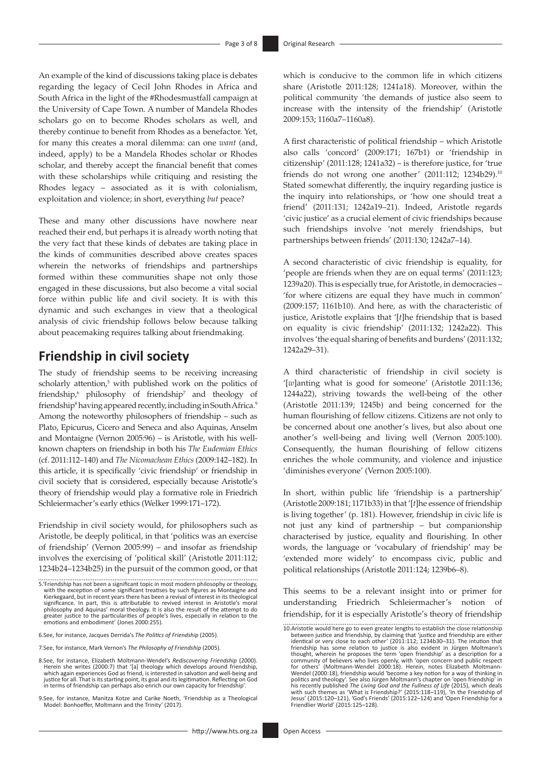An example of the kind of discussions taking place is debates regarding the legacy of Cecil John Rhodes in Africa and South Africa in the light of the #Rhodesmustfall campaign at the University of Cape Town. A number of Mandela Rhodes scholars go on to become Rhodes scholars as well, and thereby continue to benefit from Rhodes as a benefactor. Yet, for many this creates a moral dilemma: can one *want* (and, indeed, apply) to be a Mandela Rhodes scholar or Rhodes scholar, and thereby accept the financial benefit that comes with these scholarships while critiquing and resisting the Rhodes legacy – associated as it is with colonialism, exploitation and violence; in short, everything *but* peace?

These and many other discussions have nowhere near reached their end, but perhaps it is already worth noting that the very fact that these kinds of debates are taking place in the kinds of communities described above creates spaces wherein the networks of friendships and partnerships formed within these communities shape not only those engaged in these discussions, but also become a vital social force within public life and civil society. It is with this dynamic and such exchanges in view that a theological analysis of civic friendship follows below because talking about peacemaking requires talking about friendmaking.

## Friendship in civil society

The study of friendship seems to be receiving increasing scholarly attention,[5] with published work on the politics of friendship,[6] philosophy of friendship[7] and theology of friendship[8] having appeared recently, including in South Africa.[9] Among the noteworthy philosophers of friendship – such as Plato, Epicurus, Cicero and Seneca and also Aquinas, Anselm and Montaigne (Vernon 2005:96) – is Aristotle, with his well-known chapters on friendship in both his *The Eudemian Ethics* (cf. 2011:112–140) and *The Nicomachean Ethics* (2009:142–182). In this article, it is specifically 'civic friendship' or friendship in civil society that is considered, especially because Aristotle's theory of friendship would play a formative role in Friedrich Schleiermacher's early ethics (Welker 1999:171–172).

Friendship in civil society would, for philosophers such as Aristotle, be deeply political, in that 'politics was an exercise of friendship' (Vernon 2005:99) – and insofar as friendship involves the exercising of 'political skill' (Aristotle 2011:112; 1234b24–1234b25) in the pursuit of the common good, or that which is conducive to the common life in which citizens share (Aristotle 2011:128; 1241a18). Moreover, within the political community 'the demands of justice also seem to increase with the intensity of the friendship' (Aristotle 2009:153; 1160a7–1160a8).

A first characteristic of political friendship – which Aristotle also calls 'concord' (2009:171; 167b1) or 'friendship in citizenship' (2011:128; 1241a32) – is therefore justice, for 'true friends do not wrong one another' (2011:112; 1234b29).[10] Stated somewhat differently, the inquiry regarding justice is the inquiry into relationships, or 'how one should treat a friend' (2011:131; 1242a19–21). Indeed, Aristotle regards 'civic justice' as a crucial element of civic friendships because such friendships involve 'not merely friendships, but partnerships between friends' (2011:130; 1242a7–14).

A second characteristic of civic friendship is equality, for 'people are friends when they are on equal terms' (2011:123; 1239a20). This is especially true, for Aristotle, in democracies – 'for where citizens are equal they have much in common' (2009:157; 1161b10). And here, as with the characteristic of justice, Aristotle explains that '[*t*]he friendship that is based on equality is civic friendship' (2011:132; 1242a22). This involves 'the equal sharing of benefits and burdens' (2011:132; 1242a29–31).

A third characteristic of friendship in civil society is '[*w*]anting what is good for someone' (Aristotle 2011:136; 1244a22), striving towards the well-being of the other (Aristotle 2011:139; 1245b) and being concerned for the human flourishing of fellow citizens. Citizens are not only to be concerned about one another's lives, but also about one another's well-being and living well (Vernon 2005:100). Consequently, the human flourishing of fellow citizens enriches the whole community, and violence and injustice 'diminishes everyone' (Vernon 2005:100).

In short, within public life 'friendship is a partnership' (Aristotle 2009:181; 1171b33) in that '[*t*]he essence of friendship is living together' (p. 181). However, friendship in civic life is not just any kind of partnership – but companionship characterised by justice, equality and flourishing. In other words, the language or 'vocabulary of friendship' may be 'extended more widely' to encompass civic, public and political relationships (Aristotle 2011:124; 1239b6–8).

This seems to be a relevant insight into or primer for understanding Friedrich Schleiermacher's notion of friendship, for it is especially Aristotle's theory of friendship

5.'Friendship has not been a significant topic in most modern philosophy or theology, with the exception of some significant treatises by such figures as Montaigne and Kierkegaard, but in recent years there has been a revival of interest in its theological significance. In part, this is attributable to revived interest in Aristotle's moral philosophy and Aquinas' moral theology. It is also the result of the attempt to do greater justice to the particularities of people's lives, especially in relation to the emotions and embodiment' (Jones 2000:255).

6.See, for instance, Jacques Derrida's *The Politics of Friendship* (2005).

7.See, for instance, Mark Vernon's *The Philosophy of Friendship* (2005).

8.See, for instance, Elizabeth Moltmann-Wendel's *Rediscovering Friendship* (2000). Herein she writes (2000:7) that '[a] theology which develops around friendship, which again experiences God as friend, is interested in salvation and well-being and justice for all. That is its starting point, its goal and its legitimation. Reflecting on God in terms of friendship can perhaps also enrich our own capacity for friendship'.

9.See, for instance, Manitza Kotze and Carike Noeth, 'Friendship as a Theological Model: Bonhoeffer, Moltmann and the Trinity' (2017).

10.Aristotle would here go to even greater lengths to establish the close relationship between justice and friendship, by claiming that 'justice and friendship are either identical or very close to each other' (2011:112; 1234b30–31). The intution that friendship has some relation to justice is also evident in Jürgen Moltmann's thought, wherein he proposes the term 'open friendship' as a description for a community of believers who lives openly, with 'open concern and public respect for others' (Moltmann-Wendel 2000:18). Herein, notes Elizabeth Moltmann-Wendel (2000:18), friendship would 'become a key notion for a way of thinking in politics and theology'. See also Jürgen Moltmann's chapter on 'open friendship' in his recently published *The Living God and the Fullness of Life* (2015), which deals with such themes as 'What is Friendship?' (2015:118–119), 'In the Friendship of Jesus' (2015:120–121), 'God's Friends' (2015:122–124) and 'Open Friendship for a Friendlier World' (2015:125–128).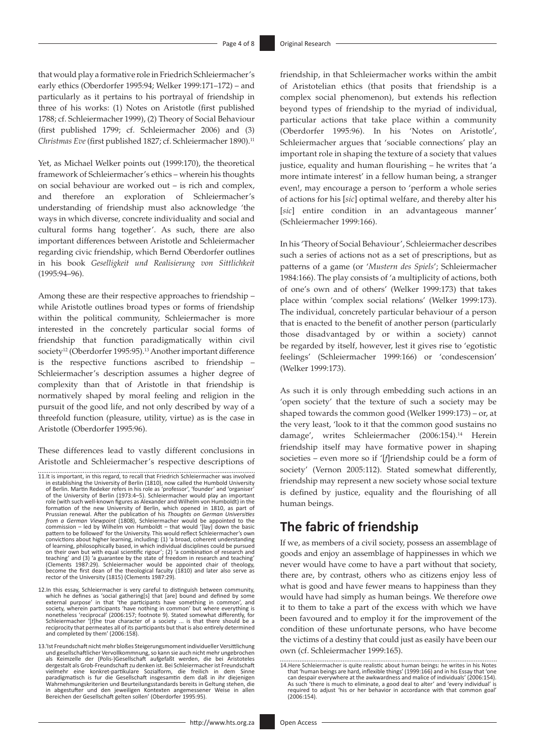that would play a formative role in Friedrich Schleiermacher's early ethics (Oberdorfer 1995:94; Welker 1999:171–172) – and particularly as it pertains to his portrayal of friendship in three of his works: (1) Notes on Aristotle (first published 1788; cf. Schleiermacher 1999), (2) Theory of Social Behaviour (first published 1799; cf. Schleiermacher 2006) and (3) *Christmas Eve* (first published 1827; cf. Schleiermacher 1890).[11]

Yet, as Michael Welker points out (1999:170), the theoretical framework of Schleiermacher's ethics – wherein his thoughts on social behaviour are worked out – is rich and complex, and therefore an exploration of Schleiermacher's understanding of friendship must also acknowledge 'the ways in which diverse, concrete individuality and social and cultural forms hang together'. As such, there are also important differences between Aristotle and Schleiermacher regarding civic friendship, which Bernd Oberdorfer outlines in his book *Geselligkeit und Realisierung von Sittlichkeit* (1995:94–96).

Among these are their respective approaches to friendship – while Aristotle outlines broad types or forms of friendship within the political community, Schleiermacher is more interested in the concretely particular social forms of friendship that function paradigmatically within civil society[12] (Oberdorfer 1995:95).[13] Another important difference is the respective functions ascribed to friendship – Schleiermacher's description assumes a higher degree of complexity than that of Aristotle in that friendship is normatively shaped by moral feeling and religion in the pursuit of the good life, and not only described by way of a threefold function (pleasure, utility, virtue) as is the case in Aristotle (Oberdorfer 1995:96).

These differences lead to vastly different conclusions in Aristotle and Schleiermacher's respective descriptions of friendship, in that Schleiermacher works within the ambit of Aristotelian ethics (that posits that friendship is a complex social phenomenon), but extends his reflection beyond types of friendship to the myriad of individual, particular actions that take place within a community (Oberdorfer 1995:96). In his 'Notes on Aristotle', Schleiermacher argues that 'sociable connections' play an important role in shaping the texture of a society that values justice, equality and human flourishing – he writes that 'a more intimate interest' in a fellow human being, a stranger even!, may encourage a person to 'perform a whole series of actions for his [*sic*] optimal welfare, and thereby alter his [*sic*] entire condition in an advantageous manner' (Schleiermacher 1999:166).

In his 'Theory of Social Behaviour', Schleiermacher describes such a series of actions not as a set of prescriptions, but as patterns of a game (or '*Mustern des Spiels*'; Schleiermacher 1984:166). The play consists of 'a multiplicity of actions, both of one's own and of others' (Welker 1999:173) that takes place within 'complex social relations' (Welker 1999:173). The individual, concretely particular behaviour of a person that is enacted to the benefit of another person (particularly those disadvantaged by or within a society) cannot be regarded by itself, however, lest it gives rise to 'egotistic feelings' (Schleiermacher 1999:166) or 'condescension' (Welker 1999:173).

As such it is only through embedding such actions in an 'open society' that the texture of such a society may be shaped towards the common good (Welker 1999:173) – or, at the very least, 'look to it that the common good sustains no damage', writes Schleiermacher (2006:154).[14] Herein friendship itself may have formative power in shaping societies – even more so if '[*f*]riendship could be a form of society' (Vernon 2005:112). Stated somewhat differently, friendship may represent a new society whose social texture is defined by justice, equality and the flourishing of all human beings.

## The fabric of friendship

If we, as members of a civil society, possess an assemblage of goods and enjoy an assemblage of happinesses in which we never would have come to have a part without that society, there are, by contrast, others who as citizens enjoy less of what is good and have fewer means to happiness than they would have had simply as human beings. We therefore owe it to them to take a part of the excess with which we have been favoured and to employ it for the improvement of the condition of these unfortunate persons, who have become the victims of a destiny that could just as easily have been our own (cf. Schleiermacher 1999:165).

---

11. It is important, in this regard, to recall that Friedrich Schleiermacher was involved in establishing the University of Berlin (1810), now called the Humbold University of Berlin. Martin Redeker refers in his role as 'professor', 'founder' and 'organiser' of the University of Berlin (1973:4–5). Schleiermacher would play an important role (with such well-known figures as Alexander and Wilhelm von Humboldt) in the formation of the new University of Berlin, which opened in 1810, as part of Prussian renewal. After the publication of his *Thoughts on German Universities from a German Viewpoint* (1808), Schleiermacher would be appointed to the commission – led by Wilhelm von Humboldt – that would '[lay] down the basic pattern to be followed' for the University. This would reflect Schleiermacher's own convictions about higher learning, including: (1) 'a broad, coherent understanding of learning, philosophically based, in which individual disciplines could be pursued on their own but with equal scientific rigour'; (2) 'a combination of research and teaching' and (3) 'a guarantee by the state of freedom in research and teaching' (Clements 1987:29). Schleiermacher would be appointed chair of theology, become the first dean of the theological faculty (1810) and later also serve as rector of the University (1815) (Clements 1987:29).

12. In this essay, Schleiermacher is very careful to distinguish between community, which he defines as 'social gathering[s] that [are] bound and defined by some external purpose' in that 'the participants have something in common', and society, wherein participants 'have nothing in common' but where everything is nonetheless 'reciprocal' (2006:157; footnote 9). Stated somewhat differently, for Schleiermacher '[t]he true character of a society ... is that there should be a reciprocity that permeates all of its participants but that is also entirely determined and completed by them' (2006:158).

13. 'Ist Freundschaft nicht mehr bloßes Steigerungsmoment individueller Versittlichung und gesellschaftlicher Vervollkommnung, so kann sie auch nicht mehr ungebrochen als Keimzelle der (Polis-)Gesellschaft aufgefaßt werden, die bei Aristoteles dergestalt als Grob-Freundschaft zu denken ist. Bei Schleiermacher ist Freundschaft vielmehr eine konkret-partikulare Sozialform, die freilich in dem Sinne paradigmatisch is fur die Gesellschaft insgesamtin dem daß in ihr diejenigen Wahrnehmungskriterien und Beurteilungsstandards bereits in Geltung stehen, die in abgestufter und den jeweiligen Kontexten angemessener Weise in allen Bereichen der Gesellschaft gelten sollen' (Oberdorfer 1995:95).

14. Here Schleiermacher is quite realistic about human beings: he writes in his Notes that 'human beings are hard, inflexible things' (1999:166) and in his Essay that 'one can despair everywhere at the awkwardness and malice of individuals' (2006:154). As such 'there is much to eliminate, a good deal to alter' and 'every individual' is required to adjust 'his or her behavior in accordance with that common goal' (2006:154).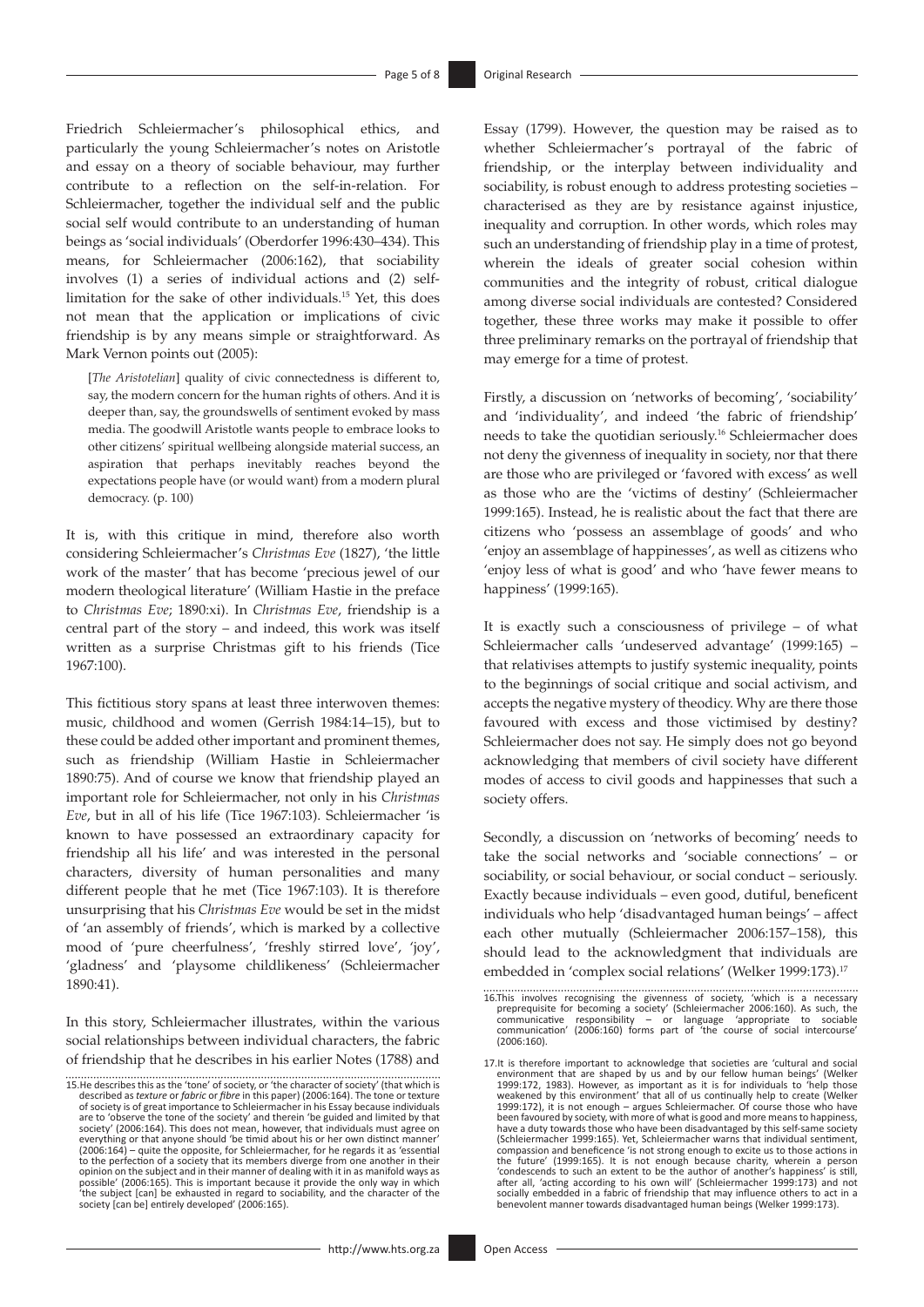Friedrich Schleiermacher's philosophical ethics, and particularly the young Schleiermacher's notes on Aristotle and essay on a theory of sociable behaviour, may further contribute to a reflection on the self-in-relation. For Schleiermacher, together the individual self and the public social self would contribute to an understanding of human beings as 'social individuals' (Oberdorfer 1996:430–434). This means, for Schleiermacher (2006:162), that sociability involves (1) a series of individual actions and (2) self-limitation for the sake of other individuals.[15] Yet, this does not mean that the application or implications of civic friendship is by any means simple or straightforward. As Mark Vernon points out (2005):

> [*The Aristotelian*] quality of civic connectedness is different to, say, the modern concern for the human rights of others. And it is deeper than, say, the groundswells of sentiment evoked by mass media. The goodwill Aristotle wants people to embrace looks to other citizens' spiritual wellbeing alongside material success, an aspiration that perhaps inevitably reaches beyond the expectations people have (or would want) from a modern plural democracy. (p. 100)

It is, with this critique in mind, therefore also worth considering Schleiermacher's *Christmas Eve* (1827), 'the little work of the master' that has become 'precious jewel of our modern theological literature' (William Hastie in the preface to *Christmas Eve*; 1890:xi). In *Christmas Eve*, friendship is a central part of the story – and indeed, this work was itself written as a surprise Christmas gift to his friends (Tice 1967:100).

This fictitious story spans at least three interwoven themes: music, childhood and women (Gerrish 1984:14–15), but to these could be added other important and prominent themes, such as friendship (William Hastie in Schleiermacher 1890:75). And of course we know that friendship played an important role for Schleiermacher, not only in his *Christmas Eve*, but in all of his life (Tice 1967:103). Schleiermacher 'is known to have possessed an extraordinary capacity for friendship all his life' and was interested in the personal characters, diversity of human personalities and many different people that he met (Tice 1967:103). It is therefore unsurprising that his *Christmas Eve* would be set in the midst of 'an assembly of friends', which is marked by a collective mood of 'pure cheerfulness', 'freshly stirred love', 'joy', 'gladness' and 'playsome childlikeness' (Schleiermacher 1890:41).

In this story, Schleiermacher illustrates, within the various social relationships between individual characters, the fabric of friendship that he describes in his earlier Notes (1788) and Essay (1799). However, the question may be raised as to whether Schleiermacher's portrayal of the fabric of friendship, or the interplay between individuality and sociability, is robust enough to address protesting societies – characterised as they are by resistance against injustice, inequality and corruption. In other words, which roles may such an understanding of friendship play in a time of protest, wherein the ideals of greater social cohesion within communities and the integrity of robust, critical dialogue among diverse social individuals are contested? Considered together, these three works may make it possible to offer three preliminary remarks on the portrayal of friendship that may emerge for a time of protest.

Firstly, a discussion on 'networks of becoming', 'sociability' and 'individuality', and indeed 'the fabric of friendship' needs to take the quotidian seriously.[16] Schleiermacher does not deny the givenness of inequality in society, nor that there are those who are privileged or 'favored with excess' as well as those who are the 'victims of destiny' (Schleiermacher 1999:165). Instead, he is realistic about the fact that there are citizens who 'possess an assemblage of goods' and who 'enjoy an assemblage of happinesses', as well as citizens who 'enjoy less of what is good' and who 'have fewer means to happiness' (1999:165).

It is exactly such a consciousness of privilege – of what Schleiermacher calls 'undeserved advantage' (1999:165) – that relativises attempts to justify systemic inequality, points to the beginnings of social critique and social activism, and accepts the negative mystery of theodicy. Why are there those favoured with excess and those victimised by destiny? Schleiermacher does not say. He simply does not go beyond acknowledging that members of civil society have different modes of access to civil goods and happinesses that such a society offers.

Secondly, a discussion on 'networks of becoming' needs to take the social networks and 'sociable connections' – or sociability, or social behaviour, or social conduct – seriously. Exactly because individuals – even good, dutiful, beneficent individuals who help 'disadvantaged human beings' – affect each other mutually (Schleiermacher 2006:157–158), this should lead to the acknowledgment that individuals are embedded in 'complex social relations' (Welker 1999:173).[17]

---

15. He describes this as the 'tone' of society, or 'the character of society' (that which is described as *texture* or *fabric* or *fibre* in this paper) (2006:164). The tone or texture of society is of great importance to Schleiermacher in his Essay because individuals are to 'observe the tone of the society' and therein 'be guided and limited by that society' (2006:164). This does not mean, however, that individuals must agree on everything or that anyone should 'be timid about his or her own distinct manner' (2006:164) – quite the opposite, for Schleiermacher, for he regards it as 'essential to the perfection of a society that its members diverge from one another in their opinion on the subject and in their manner of dealing with it in as manifold ways as possible' (2006:165). This is important because it provide the only way in which 'the subject [can] be exhausted in regard to sociability, and the character of the society [can be] entirely developed' (2006:165).

16. This involves recognising the givenness of society, 'which is a necessary preprequisite for becoming a society' (Schleiermacher 2006:160). As such, the communicative responsibility – or language 'appropriate to sociable communication' (2006:160) forms part of 'the course of social intercourse' (2006:160).

17. It is therefore important to acknowledge that societies are 'cultural and social environment that are shaped by us and by our fellow human beings' (Welker 1999:172, 1983). However, as important as it is for individuals to 'help those weakened by this environment' that all of us continually help to create (Welker 1999:172), it is not enough – argues Schleiermacher. Of course those who have been favoured by society, with more of what is good and more means to happiness, have a duty towards those who have been disadvantaged by this self-same society (Schleiermacher 1999:165). Yet, Schleiermacher warns that individual sentiment, compassion and beneficence 'is not strong enough to excite us to those actions in the future' (1999:165). It is not enough because charity, wherein a person 'condescends to such an extent to be the author of another's happiness' is still, after all, 'acting according to his own will' (Schleiermacher 1999:173) and not socially embedded in a fabric of friendship that may influence others to act in a benevolent manner towards disadvantaged human beings (Welker 1999:173).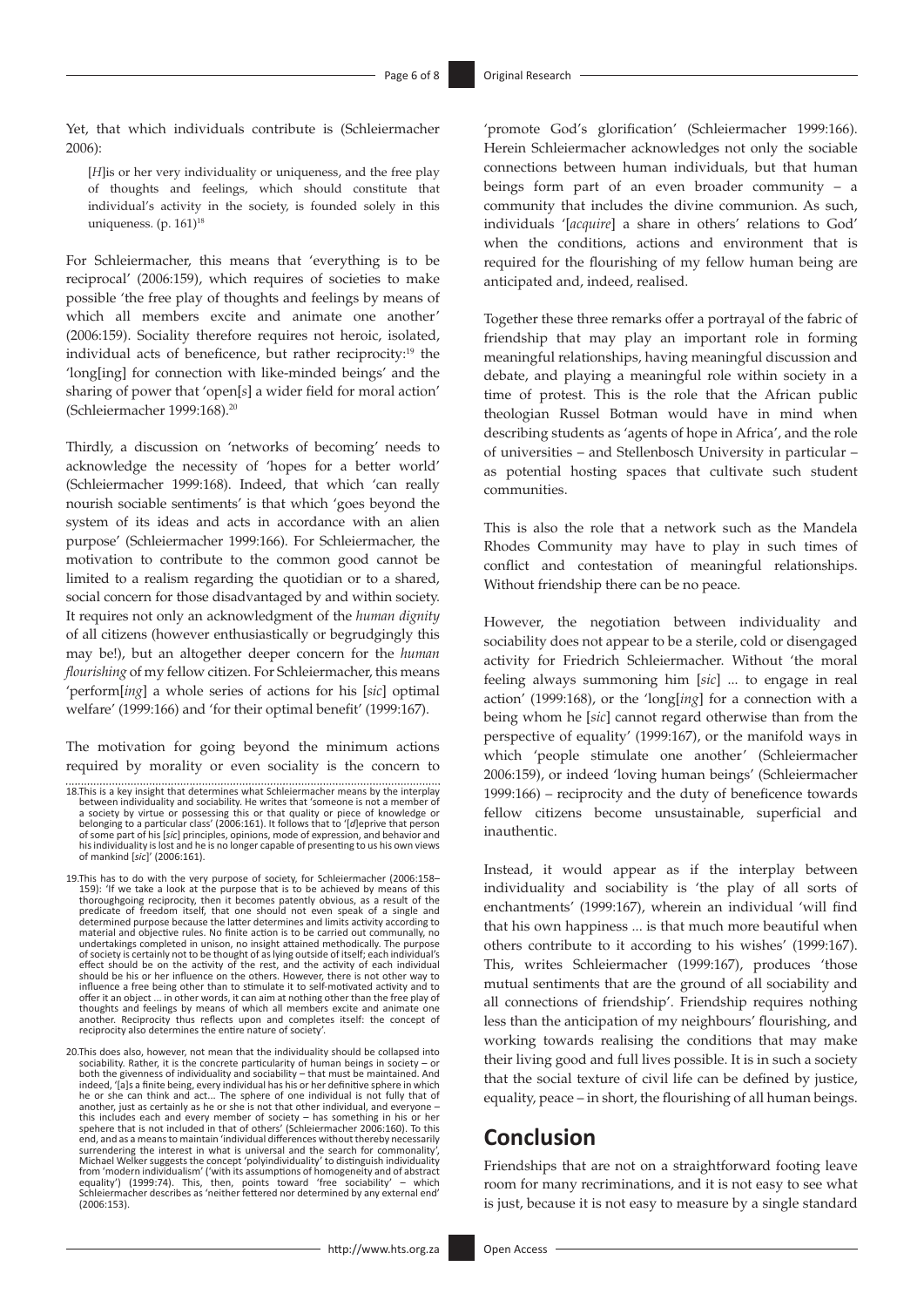Yet, that which individuals contribute is (Schleiermacher 2006):

> [*H*]is or her very individuality or uniqueness, and the free play of thoughts and feelings, which should constitute that individual's activity in the society, is founded solely in this uniqueness. (p. 161)[18]

For Schleiermacher, this means that 'everything is to be reciprocal' (2006:159), which requires of societies to make possible 'the free play of thoughts and feelings by means of which all members excite and animate one another' (2006:159). Sociality therefore requires not heroic, isolated, individual acts of beneficence, but rather reciprocity:[19] the 'long[ing] for connection with like-minded beings' and the sharing of power that 'open[*s*] a wider field for moral action' (Schleiermacher 1999:168).[20]

Thirdly, a discussion on 'networks of becoming' needs to acknowledge the necessity of 'hopes for a better world' (Schleiermacher 1999:168). Indeed, that which 'can really nourish sociable sentiments' is that which 'goes beyond the system of its ideas and acts in accordance with an alien purpose' (Schleiermacher 1999:166). For Schleiermacher, the motivation to contribute to the common good cannot be limited to a realism regarding the quotidian or to a shared, social concern for those disadvantaged by and within society. It requires not only an acknowledgment of the *human dignity* of all citizens (however enthusiastically or begrudgingly this may be!), but an altogether deeper concern for the *human flourishing* of my fellow citizen. For Schleiermacher, this means 'perform[*ing*] a whole series of actions for his [*sic*] optimal welfare' (1999:166) and 'for their optimal benefit' (1999:167).

The motivation for going beyond the minimum actions required by morality or even sociality is the concern to 'promote God's glorification' (Schleiermacher 1999:166). Herein Schleiermacher acknowledges not only the sociable connections between human individuals, but that human beings form part of an even broader community – a community that includes the divine communion. As such, individuals '[*acquire*] a share in others' relations to God' when the conditions, actions and environment that is required for the flourishing of my fellow human being are anticipated and, indeed, realised.

Together these three remarks offer a portrayal of the fabric of friendship that may play an important role in forming meaningful relationships, having meaningful discussion and debate, and playing a meaningful role within society in a time of protest. This is the role that the African public theologian Russel Botman would have in mind when describing students as 'agents of hope in Africa', and the role of universities – and Stellenbosch University in particular – as potential hosting spaces that cultivate such student communities.

This is also the role that a network such as the Mandela Rhodes Community may have to play in such times of conflict and contestation of meaningful relationships. Without friendship there can be no peace.

However, the negotiation between individuality and sociability does not appear to be a sterile, cold or disengaged activity for Friedrich Schleiermacher. Without 'the moral feeling always summoning him [*sic*] ... to engage in real action' (1999:168), or the 'long[*ing*] for a connection with a being whom he [*sic*] cannot regard otherwise than from the perspective of equality' (1999:167), or the manifold ways in which 'people stimulate one another' (Schleiermacher 2006:159), or indeed 'loving human beings' (Schleiermacher 1999:166) – reciprocity and the duty of beneficence towards fellow citizens become unsustainable, superficial and inauthentic.

Instead, it would appear as if the interplay between individuality and sociability is 'the play of all sorts of enchantments' (1999:167), wherein an individual 'will find that his own happiness ... is that much more beautiful when others contribute to it according to his wishes' (1999:167). This, writes Schleiermacher (1999:167), produces 'those mutual sentiments that are the ground of all sociability and all connections of friendship'. Friendship requires nothing less than the anticipation of my neighbours' flourishing, and working towards realising the conditions that may make their living good and full lives possible. It is in such a society that the social texture of civil life can be defined by justice, equality, peace – in short, the flourishing of all human beings.

## Conclusion

Friendships that are not on a straightforward footing leave room for many recriminations, and it is not easy to see what is just, because it is not easy to measure by a single standard

---

18. This is a key insight that determines what Schleiermacher means by the interplay between individuality and sociability. He writes that 'someone is not a member of a society by virtue or possessing this or that quality or piece of knowledge or belonging to a particular class' (2006:161). It follows that to '[*d*]eprive that person of some part of his [*sic*] principles, opinions, mode of expression, and behavior and his individuality is lost and he is no longer capable of presenting to us his own views of mankind [*sic*]' (2006:161).

19. This has to do with the very purpose of society, for Schleiermacher (2006:158–159): 'If we take a look at the purpose that is to be achieved by means of this thoroughgoing reciprocity, then it becomes patently obvious, as a result of the predicate of freedom itself, that one should not even speak of a single and determined purpose because the latter determines and limits activity according to material and objective rules. No finite action is to be carried out communally, no undertakings completed in unison, no insight attained methodically. The purpose of society is certainly not to be thought of as lying outside of itself; each individual's effect should be on the activity of the rest, and the activity of each individual should be his or her influence on the others. However, there is not other way to influence a free being other than to stimulate it to self-motivated activity and to offer it an object ... in other words, it can aim at nothing other than the free play of thoughts and feelings by means of which all members excite and animate one another. Reciprocity thus reflects upon and completes itself: the concept of reciprocity also determines the entire nature of society'.

20. This does also, however, not mean that the individuality should be collapsed into sociability. Rather, it is the concrete particularity of human beings in society – or both the givenness of individuality and sociability – that must be maintained. And indeed, '[a]s a finite being, every individual has his or her definitive sphere in which he or she can think and act... The sphere of one individual is not fully that of another, just as certainly as he or she is not that other individual, and everyone – this includes each and every member of society – has something in his or her sphere that is not included in that of others' (Schleiermacher 2006:160). To this end, and as a means to maintain 'individual differences without thereby necessarily surrendering the interest in what is universal and the search for commonality', Michael Welker suggests the concept 'polyindividuality' to distinguish individuality from 'modern individualism' ('with its assumptions of homogeneity and of abstract equality') (1999:74). This, then, points toward 'free sociability' – which Schleiermacher describes as 'neither fettered nor determined by any external end' (2006:153).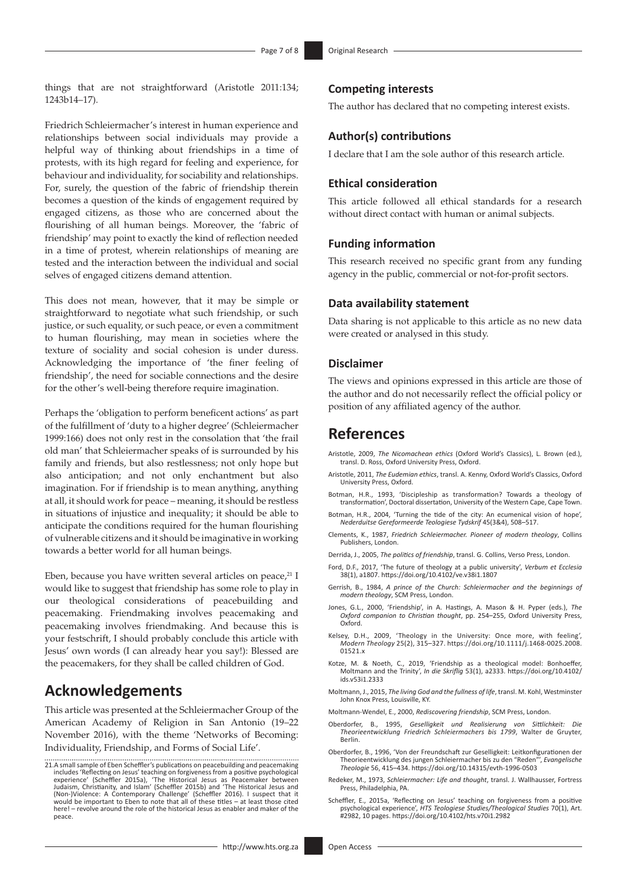things that are not straightforward (Aristotle 2011:134; 1243b14–17).

Friedrich Schleiermacher's interest in human experience and relationships between social individuals may provide a helpful way of thinking about friendships in a time of protests, with its high regard for feeling and experience, for behaviour and individuality, for sociability and relationships. For, surely, the question of the fabric of friendship therein becomes a question of the kinds of engagement required by engaged citizens, as those who are concerned about the flourishing of all human beings. Moreover, the 'fabric of friendship' may point to exactly the kind of reflection needed in a time of protest, wherein relationships of meaning are tested and the interaction between the individual and social selves of engaged citizens demand attention.

This does not mean, however, that it may be simple or straightforward to negotiate what such friendship, or such justice, or such equality, or such peace, or even a commitment to human flourishing, may mean in societies where the texture of sociality and social cohesion is under duress. Acknowledging the importance of 'the finer feeling of friendship', the need for sociable connections and the desire for the other's well-being therefore require imagination.

Perhaps the 'obligation to perform beneficent actions' as part of the fulfillment of 'duty to a higher degree' (Schleiermacher 1999:166) does not only rest in the consolation that 'the frail old man' that Schleiermacher speaks of is surrounded by his family and friends, but also restlessness; not only hope but also anticipation; and not only enchantment but also imagination. For if friendship is to mean anything, anything at all, it should work for peace – meaning, it should be restless in situations of injustice and inequality; it should be able to anticipate the conditions required for the human flourishing of vulnerable citizens and it should be imaginative in working towards a better world for all human beings.

Eben, because you have written several articles on peace,[21] I would like to suggest that friendship has some role to play in our theological considerations of peacebuilding and peacemaking. Friendmaking involves peacemaking and peacemaking involves friendmaking. And because this is your festschrift, I should probably conclude this article with Jesus' own words (I can already hear you say!): Blessed are the peacemakers, for they shall be called children of God.

## Acknowledgements

This article was presented at the Schleiermacher Group of the American Academy of Religion in San Antonio (19–22 November 2016), with the theme 'Networks of Becoming: Individuality, Friendship, and Forms of Social Life'.

### Competing interests

The author has declared that no competing interest exists.

### Author(s) contributions

I declare that I am the sole author of this research article.

### Ethical consideration

This article followed all ethical standards for a research without direct contact with human or animal subjects.

### Funding information

This research received no specific grant from any funding agency in the public, commercial or not-for-profit sectors.

### Data availability statement

Data sharing is not applicable to this article as no new data were created or analysed in this study.

### Disclaimer

The views and opinions expressed in this article are those of the author and do not necessarily reflect the official policy or position of any affiliated agency of the author.

## References

Aristotle, 2009, *The Nicomachean ethics* (Oxford World's Classics), L. Brown (ed.), transl. D. Ross, Oxford University Press, Oxford.

Aristotle, 2011, *The Eudemian ethics*, transl. A. Kenny, Oxford World's Classics, Oxford University Press, Oxford.

Botman, H.R., 1993, 'Discipleship as transformation? Towards a theology of transformation', Doctoral dissertation, University of the Western Cape, Cape Town.

Botman, H.R., 2004, 'Turning the tide of the city: An ecumenical vision of hope', *Nederduitse Gereformeerde Teologiese Tydskrif* 45(3&4), 508–517.

Clements, K., 1987, *Friedrich Schleiermacher. Pioneer of modern theology*, Collins Publishers, London.

Derrida, J., 2005, *The politics of friendship*, transl. G. Collins, Verso Press, London.

Ford, D.F., 2017, 'The future of theology at a public university', *Verbum et Ecclesia* 38(1), a1807. https://doi.org/10.4102/ve.v38i1.1807

Gerrish, B., 1984, *A prince of the Church: Schleiermacher and the beginnings of modern theology*, SCM Press, London.

Jones, G.L., 2000, 'Friendship', in A. Hastings, A. Mason & H. Pyper (eds.), *The Oxford companion to Christian thought*, pp. 254–255, Oxford University Press, Oxford.

Kelsey, D.H., 2009, 'Theology in the University: Once more, with feeling', *Modern Theology* 25(2), 315–327. https://doi.org/10.1111/j.1468-0025.2008.01521.x

Kotze, M. & Noeth, C., 2019, 'Friendship as a theological model: Bonhoeffer, Moltmann and the Trinity', *In die Skriflig* 53(1), a2333. https://doi.org/10.4102/ids.v53i1.2333

Moltmann, J., 2015, *The living God and the fullness of life*, transl. M. Kohl, Westminster John Knox Press, Louisville, KY.

Moltmann-Wendel, E., 2000, *Rediscovering friendship*, SCM Press, London.

Oberdorfer, B., 1995, *Geselligkeit und Realisierung von Sittlichkeit: Die Theorieentwicklung Friedrich Schleiermachers bis 1799*, Walter de Gruyter, Berlin.

Oberdorfer, B., 1996, 'Von der Freundschaft zur Geselligkeit: Leitkonfigurationen der Theorieentwicklung des jungen Schleiermacher bis zu den "Reden"', *Evangelische Theologie* 56, 415–434. https://doi.org/10.14315/evth-1996-0503

Redeker, M., 1973, *Schleiermacher: Life and thought*, transl. J. Wallhausser, Fortress Press, Philadelphia, PA.

Scheffler, E., 2015a, 'Reflecting on Jesus' teaching on forgiveness from a positive psychological experience', *HTS Teologiese Studies/Theological Studies* 70(1), Art. #2982, 10 pages. https://doi.org/10.4102/hts.v70i1.2982

---

21. A small sample of Eben Scheffler's publications on peacebuilding and peacemaking includes 'Reflecting on Jesus' teaching on forgiveness from a positive psychological experience' (Scheffler 2015a), 'The Historical Jesus as Peacemaker between Judaism, Christianity, and Islam' (Scheffler 2015b) and 'The Historical Jesus and (Non-)Violence: A Contemporary Challenge' (Scheffler 2016). I suspect that it would be important to Eben to note that all of these titles – at least those cited here! – revolve around the role of the historical Jesus as enabler and maker of the peace.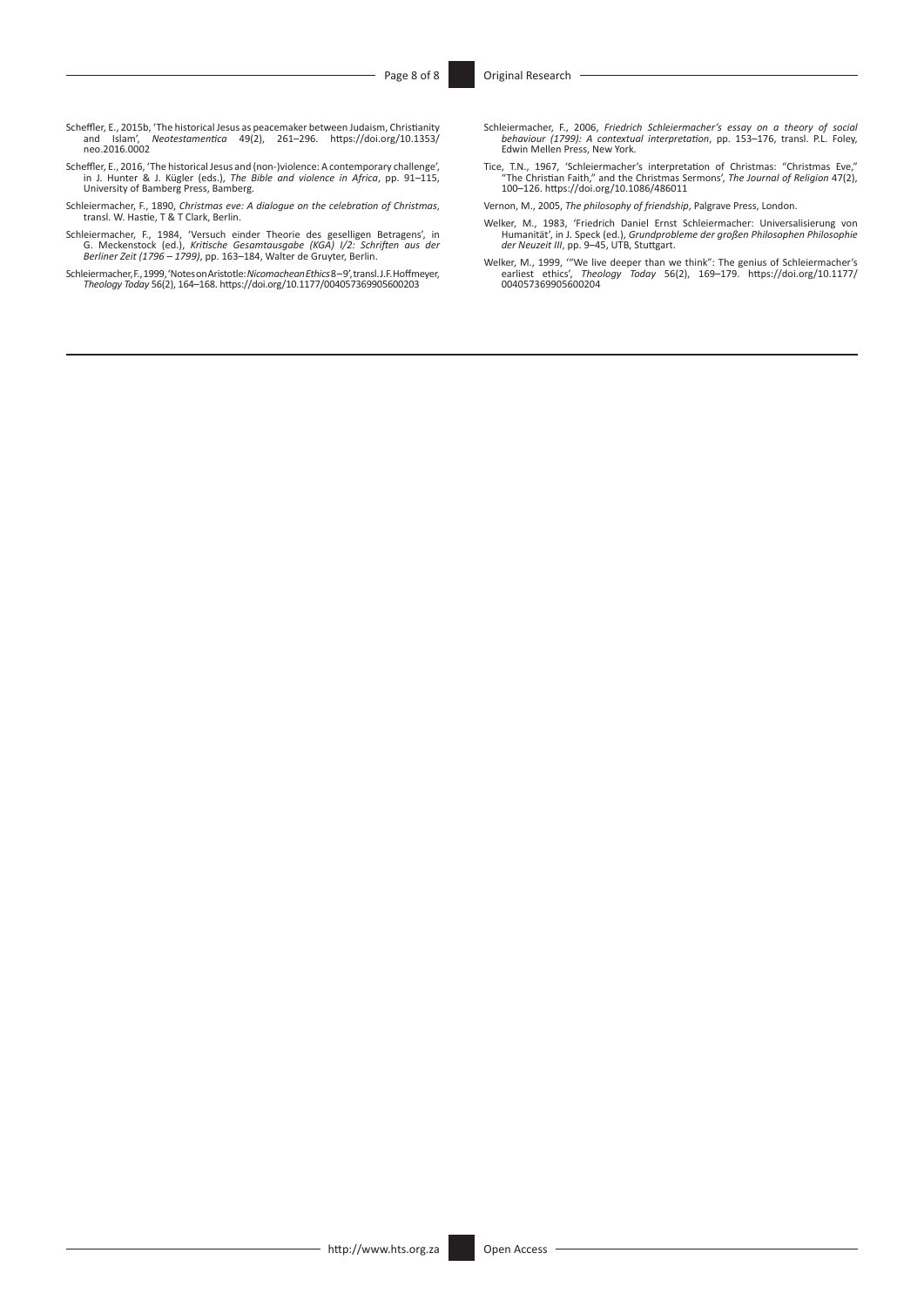Scheffler, E., 2015b, 'The historical Jesus as peacemaker between Judaism, Christianity and Islam', *Neotestamentica* 49(2), 261–296. https://doi.org/10.1353/neo.2016.0002

Scheffler, E., 2016, 'The historical Jesus and (non-)violence: A contemporary challenge', in J. Hunter & J. Kügler (eds.), *The Bible and violence in Africa*, pp. 91–115, University of Bamberg Press, Bamberg.

Schleiermacher, F., 1890, *Christmas eve: A dialogue on the celebration of Christmas*, transl. W. Hastie, T & T Clark, Berlin.

Schleiermacher, F., 1984, 'Versuch einder Theorie des geselligen Betragens', in G. Meckenstock (ed.), *Kritische Gesamtausgabe (KGA) I/2: Schriften aus der Berliner Zeit (1796 – 1799)*, pp. 163–184, Walter de Gruyter, Berlin.

Schleiermacher, F., 1999, 'Notes on Aristotle: *Nicomachean Ethics* 8–9', transl. J.F. Hoffmeyer, *Theology Today* 56(2), 164–168. https://doi.org/10.1177/004057369905600203

Schleiermacher, F., 2006, *Friedrich Schleiermacher's essay on a theory of social behaviour (1799): A contextual interpretation*, pp. 153–176, transl. P.L. Foley, Edwin Mellen Press, New York.

Tice, T.N., 1967, 'Schleiermacher's interpretation of Christmas: "Christmas Eve," "The Christian Faith," and the Christmas Sermons', *The Journal of Religion* 47(2), 100–126. https://doi.org/10.1086/486011

Vernon, M., 2005, *The philosophy of friendship*, Palgrave Press, London.

Welker, M., 1983, 'Friedrich Daniel Ernst Schleiermacher: Universalisierung von Humanität', in J. Speck (ed.), *Grundprobleme der großen Philosophen Philosophie der Neuzeit III*, pp. 9–45, UTB, Stuttgart.

Welker, M., 1999, '"We live deeper than we think": The genius of Schleiermacher's earliest ethics', *Theology Today* 56(2), 169–179. https://doi.org/10.1177/004057369905600204